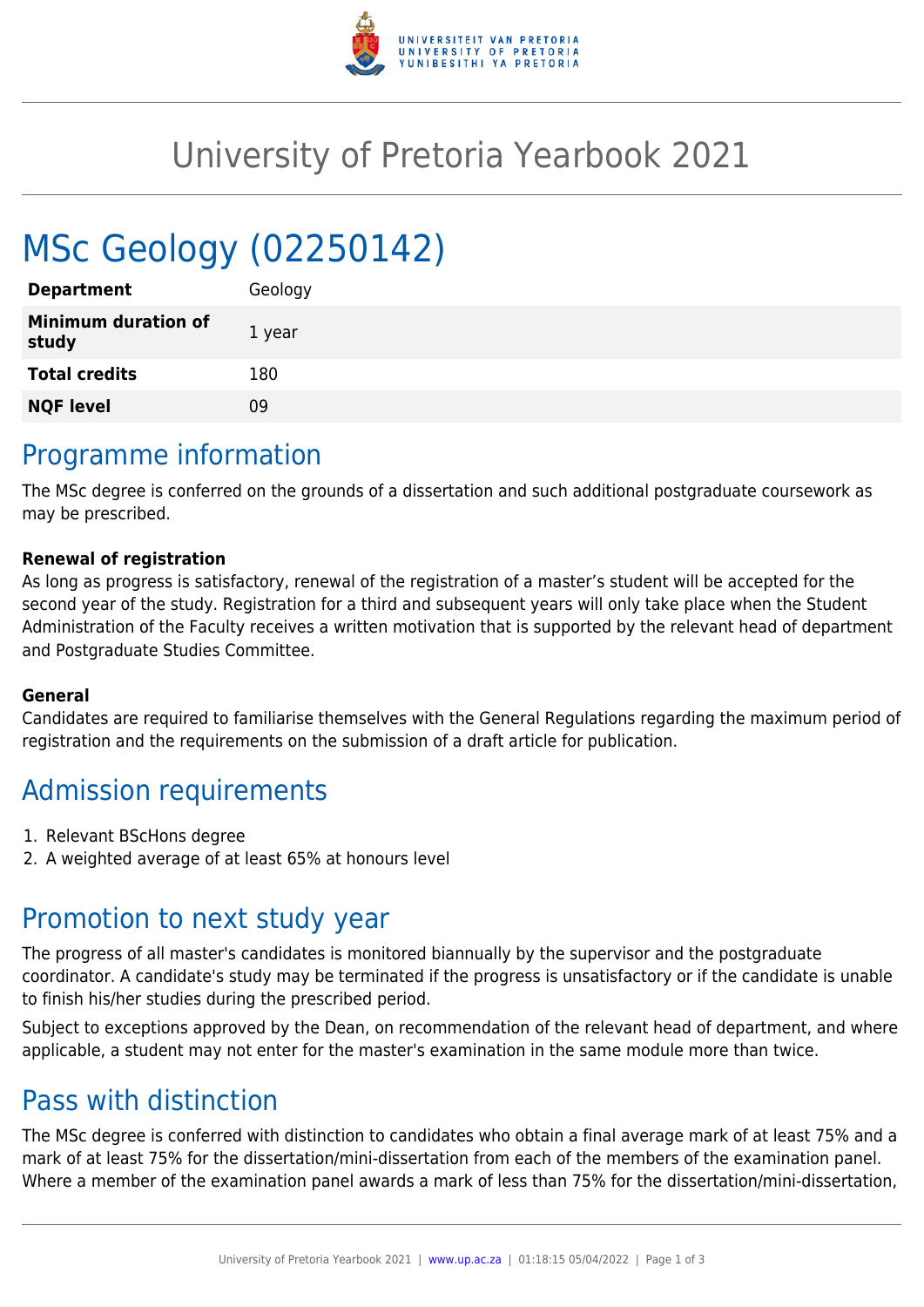# University of Pretoria Yearbook 2021

# MSc Geology (02250142)

| | |
|---|---|
| **Department** | Geology |
| **Minimum duration of study** | 1 year |
| **Total credits** | 180 |
| **NQF level** | 09 |

## Programme information

The MSc degree is conferred on the grounds of a dissertation and such additional postgraduate coursework as may be prescribed.

**Renewal of registration**

As long as progress is satisfactory, renewal of the registration of a master's student will be accepted for the second year of the study. Registration for a third and subsequent years will only take place when the Student Administration of the Faculty receives a written motivation that is supported by the relevant head of department and Postgraduate Studies Committee.

**General**

Candidates are required to familiarise themselves with the General Regulations regarding the maximum period of registration and the requirements on the submission of a draft article for publication.

## Admission requirements

1. Relevant BScHons degree
2. A weighted average of at least 65% at honours level

## Promotion to next study year

The progress of all master's candidates is monitored biannually by the supervisor and the postgraduate coordinator. A candidate's study may be terminated if the progress is unsatisfactory or if the candidate is unable to finish his/her studies during the prescribed period.

Subject to exceptions approved by the Dean, on recommendation of the relevant head of department, and where applicable, a student may not enter for the master's examination in the same module more than twice.

## Pass with distinction

The MSc degree is conferred with distinction to candidates who obtain a final average mark of at least 75% and a mark of at least 75% for the dissertation/mini-dissertation from each of the members of the examination panel. Where a member of the examination panel awards a mark of less than 75% for the dissertation/mini-dissertation,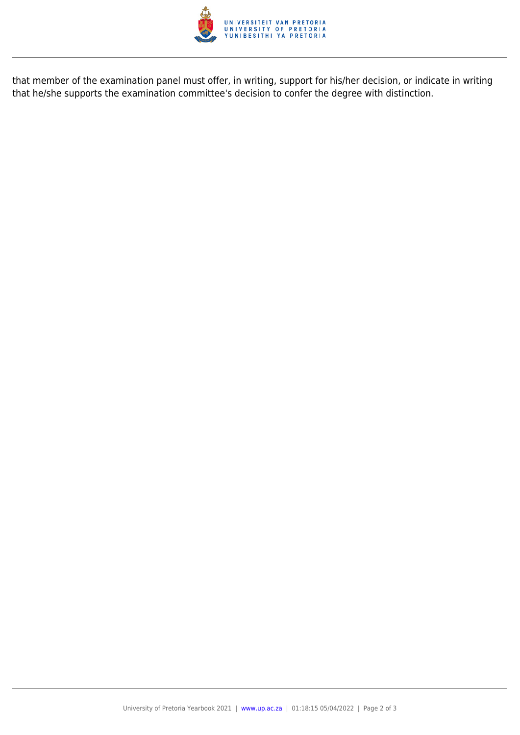that member of the examination panel must offer, in writing, support for his/her decision, or indicate in writing that he/she supports the examination committee's decision to confer the degree with distinction.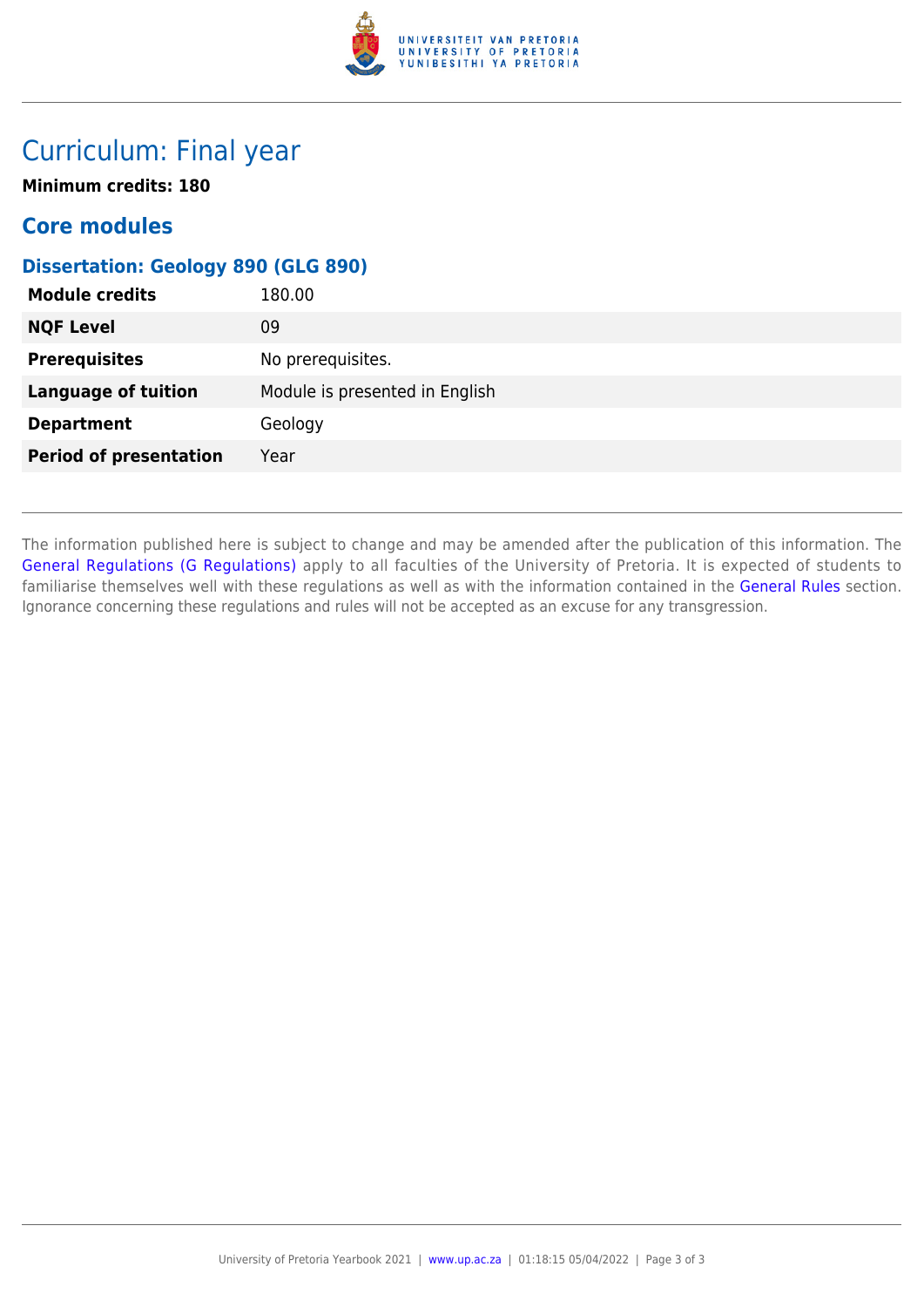# Curriculum: Final year

**Minimum credits: 180**

## Core modules

### Dissertation: Geology 890 (GLG 890)

| | |
|---|---|
| **Module credits** | 180.00 |
| **NQF Level** | 09 |
| **Prerequisites** | No prerequisites. |
| **Language of tuition** | Module is presented in English |
| **Department** | Geology |
| **Period of presentation** | Year |

The information published here is subject to change and may be amended after the publication of this information. The General Regulations (G Regulations) apply to all faculties of the University of Pretoria. It is expected of students to familiarise themselves well with these regulations as well as with the information contained in the General Rules section. Ignorance concerning these regulations and rules will not be accepted as an excuse for any transgression.